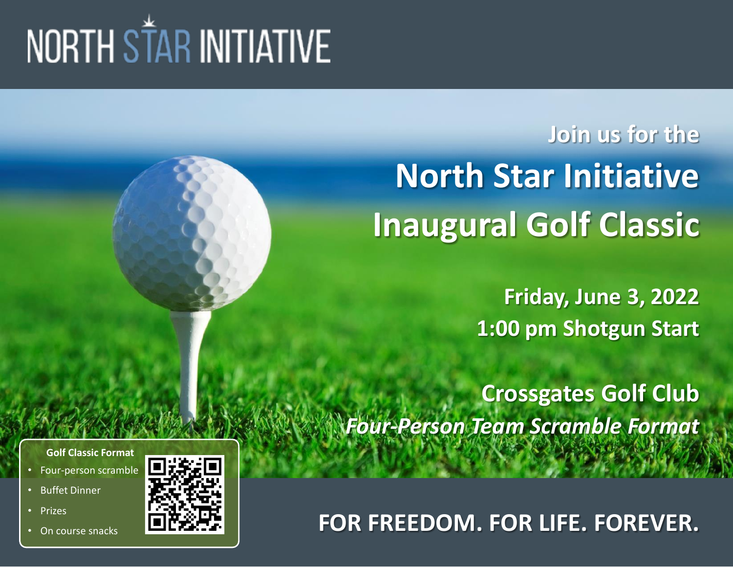# NORTH STAR INITIATIVE

Join us for the

## North Star Initiative Inaugural Golf Classic

**Friday, June 3, 2022**
**1:00 pm Shotgun Start**

**Crossgates Golf Club**
***Four-Person Team Scramble Format***

**Golf Classic Format**

- Four-person scramble
- Buffet Dinner
- Prizes
- On course snacks

**FOR FREEDOM. FOR LIFE. FOREVER.**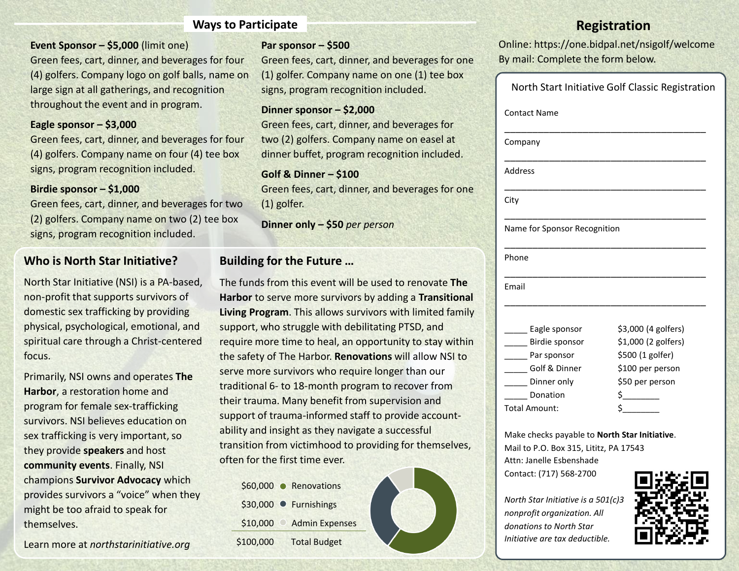## Ways to Participate

**Event Sponsor – $5,000** (limit one)
Green fees, cart, dinner, and beverages for four (4) golfers. Company logo on golf balls, name on large sign at all gatherings, and recognition throughout the event and in program.

**Eagle sponsor – $3,000**
Green fees, cart, dinner, and beverages for four (4) golfers. Company name on four (4) tee box signs, program recognition included.

**Birdie sponsor – $1,000**
Green fees, cart, dinner, and beverages for two (2) golfers. Company name on two (2) tee box signs, program recognition included.

**Par sponsor – $500**
Green fees, cart, dinner, and beverages for one (1) golfer. Company name on one (1) tee box signs, program recognition included.

**Dinner sponsor – $2,000**
Green fees, cart, dinner, and beverages for two (2) golfers. Company name on easel at dinner buffet, program recognition included.

**Golf & Dinner – $100**
Green fees, cart, dinner, and beverages for one (1) golfer.

**Dinner only – $50** *per person*

## Who is North Star Initiative?

North Star Initiative (NSI) is a PA-based, non-profit that supports survivors of domestic sex trafficking by providing physical, psychological, emotional, and spiritual care through a Christ-centered focus.

Primarily, NSI owns and operates **The Harbor**, a restoration home and program for female sex-trafficking survivors. NSI believes education on sex trafficking is very important, so they provide **speakers** and host **community events**. Finally, NSI champions **Survivor Advocacy** which provides survivors a "voice" when they might be too afraid to speak for themselves.

Learn more at *northstarinitiative.org*

## Building for the Future …

The funds from this event will be used to renovate **The Harbor** to serve more survivors by adding a **Transitional Living Program**. This allows survivors with limited family support, who struggle with debilitating PTSD, and require more time to heal, an opportunity to stay within the safety of The Harbor. **Renovations** will allow NSI to serve more survivors who require longer than our traditional 6- to 18-month program to recover from their trauma. Many benefit from supervision and support of trauma-informed staff to provide accountability and insight as they navigate a successful transition from victimhood to providing for themselves, often for the first time ever.

$60,000 Renovations
$30,000 Furnishings
$10,000 Admin Expenses
$100,000 Total Budget

## Registration

Online: https://one.bidpal.net/nsigolf/welcome
By mail: Complete the form below.

North Start Initiative Golf Classic Registration

Contact Name ______________________________________

Company ______________________________________

Address ______________________________________

City ______________________________________

Name for Sponsor Recognition ______________________________________

Phone ______________________________________

Email ______________________________________

| | |
|---|---|
| _____ Eagle sponsor | $3,000 (4 golfers) |
| _____ Birdie sponsor | $1,000 (2 golfers) |
| _____ Par sponsor | $500 (1 golfer) |
| _____ Golf & Dinner | $100 per person |
| _____ Dinner only | $50 per person |
| _____ Donation | $________ |
| Total Amount: | $________ |

Make checks payable to **North Star Initiative**.
Mail to P.O. Box 315, Lititz, PA 17543
Attn: Janelle Esbenshade
Contact: (717) 568-2700

*North Star Initiative is a 501(c)3 nonprofit organization. All donations to North Star Initiative are tax deductible.*